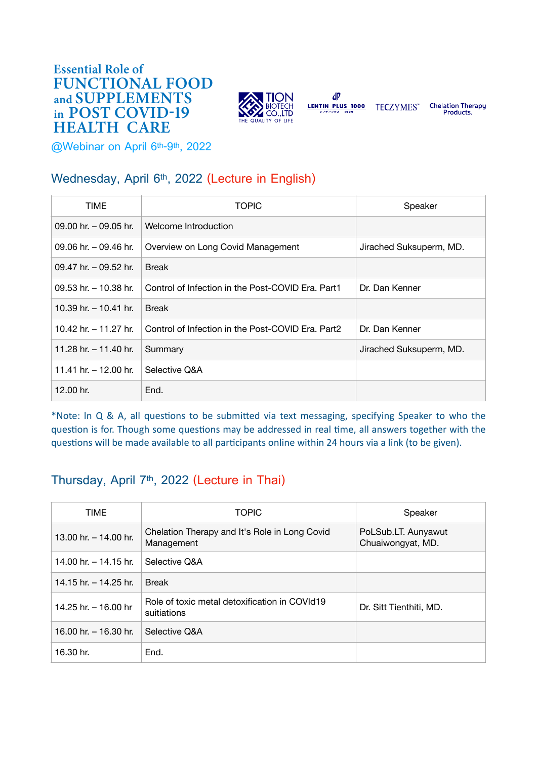# Essential Role of FUNCTIONAL FOOD and SUPPLEMENTS in POST COVID-19 HEALTH CARE

TION BIOTECH CO.,LTD THE QUALITY OF LIFE

LENTIN PLUS 1000

TECZYMES

Chelation Therapy Products.

@Webinar on April 6th-9th, 2022

## Wednesday, April 6th, 2022 (Lecture in English)

| TIME | TOPIC | Speaker |
|---|---|---|
| 09.00 hr. – 09.05 hr. | Welcome Introduction | |
| 09.06 hr. – 09.46 hr. | Overview on Long Covid Management | Jirached Suksuperm, MD. |
| 09.47 hr. – 09.52 hr. | Break | |
| 09.53 hr. – 10.38 hr. | Control of Infection in the Post-COVID Era. Part1 | Dr. Dan Kenner |
| 10.39 hr. – 10.41 hr. | Break | |
| 10.42 hr. – 11.27 hr. | Control of Infection in the Post-COVID Era. Part2 | Dr. Dan Kenner |
| 11.28 hr. – 11.40 hr. | Summary | Jirached Suksuperm, MD. |
| 11.41 hr. – 12.00 hr. | Selective Q&A | |
| 12.00 hr. | End. | |

*Note: In Q & A, all questions to be submitted via text messaging, specifying Speaker to who the question is for. Though some questions may be addressed in real time, all answers together with the questions will be made available to all participants online within 24 hours via a link (to be given).

## Thursday, April 7th, 2022 (Lecture in Thai)

| TIME | TOPIC | Speaker |
|---|---|---|
| 13.00 hr. – 14.00 hr. | Chelation Therapy and It's Role in Long Covid Management | PoLSub.LT. Aunyawut Chuaiwongyat, MD. |
| 14.00 hr. – 14.15 hr. | Selective Q&A | |
| 14.15 hr. – 14.25 hr. | Break | |
| 14.25 hr. – 16.00 hr | Role of toxic metal detoxification in COVId19 suitiations | Dr. Sitt Tienthiti, MD. |
| 16.00 hr. – 16.30 hr. | Selective Q&A | |
| 16.30 hr. | End. | |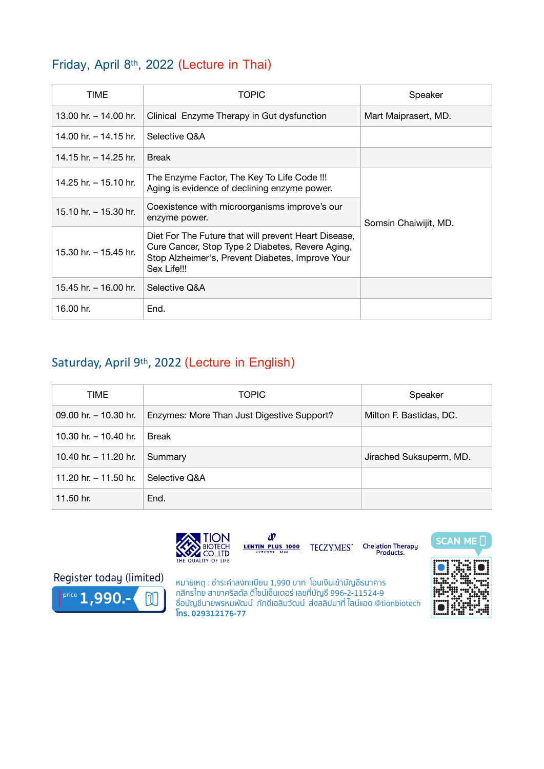## Friday, April 8th, 2022 (Lecture in Thai)

| TIME | TOPIC | Speaker |
|---|---|---|
| 13.00 hr. – 14.00 hr. | Clinical Enzyme Therapy in Gut dysfunction | Mart Maiprasert, MD. |
| 14.00 hr. – 14.15 hr. | Selective Q&A | |
| 14.15 hr. – 14.25 hr. | Break | |
| 14.25 hr. – 15.10 hr. | The Enzyme Factor, The Key To Life Code !!! Aging is evidence of declining enzyme power. | Somsin Chaiwijit, MD. |
| 15.10 hr. – 15.30 hr. | Coexistence with microorganisms improve's our enzyme power. | |
| 15.30 hr. – 15.45 hr. | Diet For The Future that will prevent Heart Disease, Cure Cancer, Stop Type 2 Diabetes, Revere Aging, Stop Alzheimer's, Prevent Diabetes, Improve Your Sex Life!!! | |
| 15.45 hr. – 16.00 hr. | Selective Q&A | |
| 16.00 hr. | End. | |

## Saturday, April 9th, 2022 (Lecture in English)

| TIME | TOPIC | Speaker |
|---|---|---|
| 09.00 hr. – 10.30 hr. | Enzymes: More Than Just Digestive Support? | Milton F. Bastidas, DC. |
| 10.30 hr. – 10.40 hr. | Break | |
| 10.40 hr. – 11.20 hr. | Summary | Jirached Suksuperm, MD. |
| 11.20 hr. – 11.50 hr. | Selective Q&A | |
| 11.50 hr. | End. | |

TION BIOTECH CO.,LTD THE QUALITY OF LIFE

LENTIN PLUS 1000

TECZYMES

Chelation Therapy Products.

SCAN ME

Register today (limited)

price 1,990.-

หมายเหตุ : ชำระค่าลงทะเบียน 1,990 บาท โอนเงินเข้าบัญชีธนาคาร กสิกรไทย สาขาคริสตัล ดีไซน์เซ็นเตอร์ เลขที่บัญชี 996-2-11524-9 ชื่อบัญชีนายพรหมพัฒน์ ภักดีเฉลิมวัฒน์ ส่งสลิปมาที่ ไลน์แอด @tionbiotech

โทร. 029312176-77